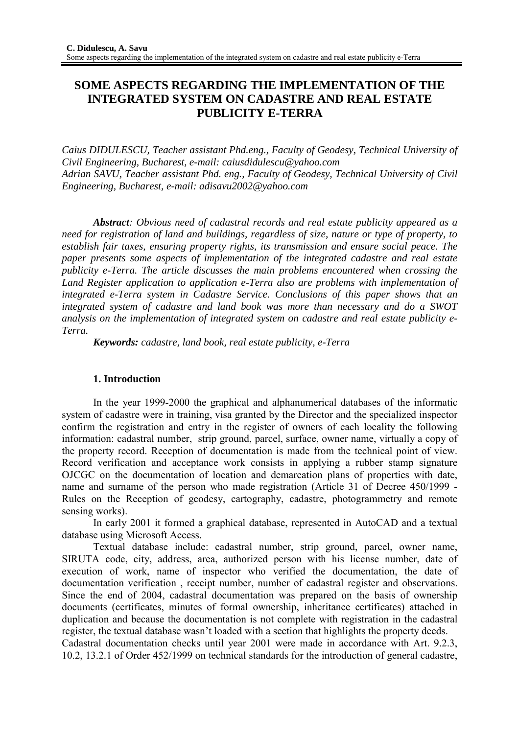# SOME ASPECTS REGARDING THE IMPLEMENTATION OF THE INTEGRATED SYSTEM ON CADASTRE AND REAL ESTATE PUBLICITY E-TERRA

*Caius DIDULESCU, Teacher assistant Phd.eng., Faculty of Geodesy, Technical University of Civil Engineering, Bucharest, e-mail: caiusdidulescu@yahoo.com*
*Adrian SAVU, Teacher assistant Phd. eng., Faculty of Geodesy, Technical University of Civil Engineering, Bucharest, e-mail: adisavu2002@yahoo.com*

***Abstract**: Obvious need of cadastral records and real estate publicity appeared as a need for registration of land and buildings, regardless of size, nature or type of property, to establish fair taxes, ensuring property rights, its transmission and ensure social peace. The paper presents some aspects of implementation of the integrated cadastre and real estate publicity e-Terra. The article discusses the main problems encountered when crossing the Land Register application to application e-Terra also are problems with implementation of integrated e-Terra system in Cadastre Service. Conclusions of this paper shows that an integrated system of cadastre and land book was more than necessary and do a SWOT analysis on the implementation of integrated system on cadastre and real estate publicity e-Terra.*

***Keywords:** cadastre, land book, real estate publicity, e-Terra*

## 1. Introduction

In the year 1999-2000 the graphical and alphanumerical databases of the informatic system of cadastre were in training, visa granted by the Director and the specialized inspector confirm the registration and entry in the register of owners of each locality the following information: cadastral number, strip ground, parcel, surface, owner name, virtually a copy of the property record. Reception of documentation is made from the technical point of view. Record verification and acceptance work consists in applying a rubber stamp signature OJCGC on the documentation of location and demarcation plans of properties with date, name and surname of the person who made registration (Article 31 of Decree 450/1999 - Rules on the Reception of geodesy, cartography, cadastre, photogrammetry and remote sensing works).

In early 2001 it formed a graphical database, represented in AutoCAD and a textual database using Microsoft Access.

Textual database include: cadastral number, strip ground, parcel, owner name, SIRUTA code, city, address, area, authorized person with his license number, date of execution of work, name of inspector who verified the documentation, the date of documentation verification , receipt number, number of cadastral register and observations. Since the end of 2004, cadastral documentation was prepared on the basis of ownership documents (certificates, minutes of formal ownership, inheritance certificates) attached in duplication and because the documentation is not complete with registration in the cadastral register, the textual database wasn't loaded with a section that highlights the property deeds.

Cadastral documentation checks until year 2001 were made in accordance with Art. 9.2.3, 10.2, 13.2.1 of Order 452/1999 on technical standards for the introduction of general cadastre,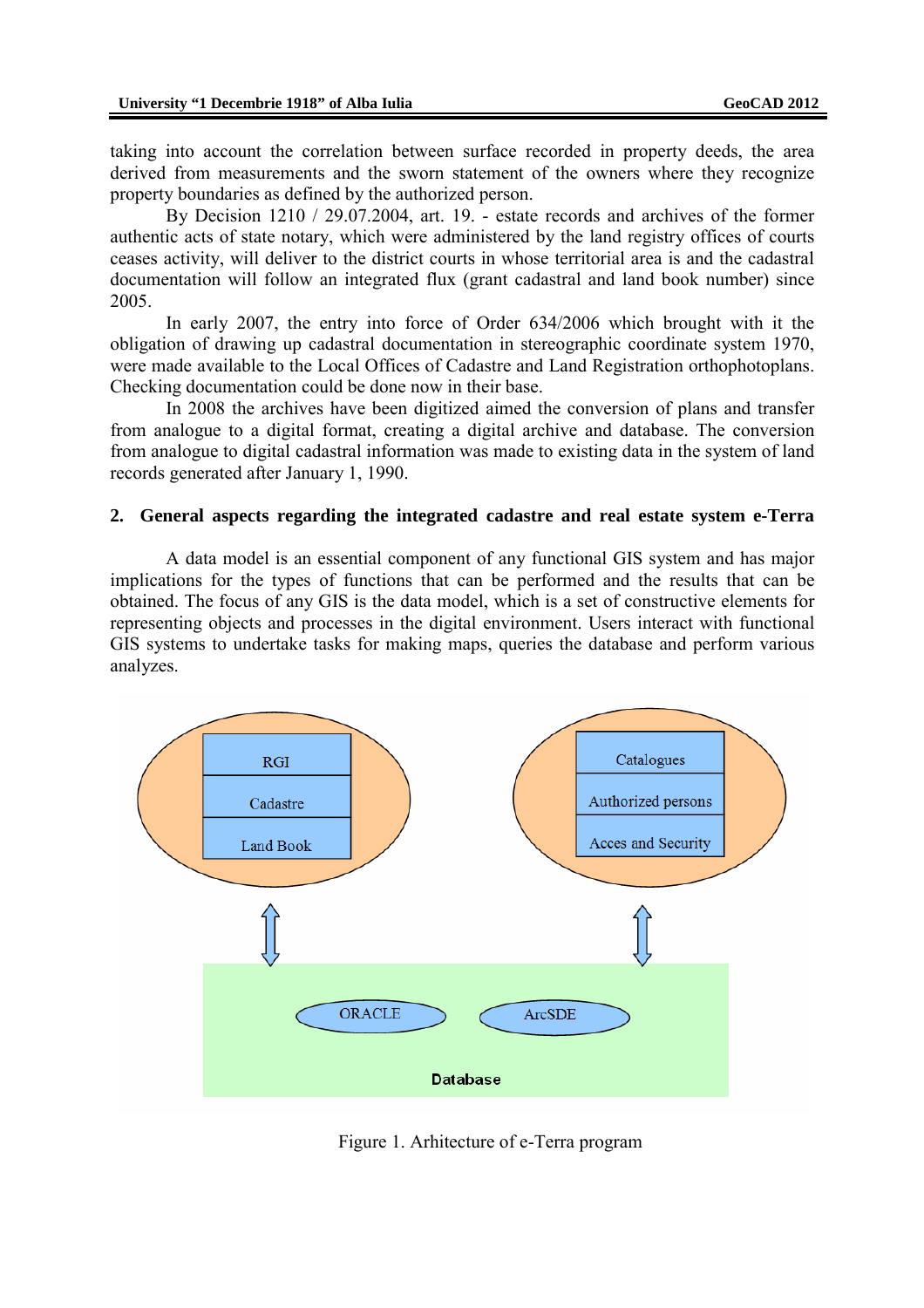taking into account the correlation between surface recorded in property deeds, the area derived from measurements and the sworn statement of the owners where they recognize property boundaries as defined by the authorized person.

By Decision 1210 / 29.07.2004, art. 19. - estate records and archives of the former authentic acts of state notary, which were administered by the land registry offices of courts ceases activity, will deliver to the district courts in whose territorial area is and the cadastral documentation will follow an integrated flux (grant cadastral and land book number) since 2005.

In early 2007, the entry into force of Order 634/2006 which brought with it the obligation of drawing up cadastral documentation in stereographic coordinate system 1970, were made available to the Local Offices of Cadastre and Land Registration orthophotoplans. Checking documentation could be done now in their base.

In 2008 the archives have been digitized aimed the conversion of plans and transfer from analogue to a digital format, creating a digital archive and database. The conversion from analogue to digital cadastral information was made to existing data in the system of land records generated after January 1, 1990.

## 2. General aspects regarding the integrated cadastre and real estate system e-Terra

A data model is an essential component of any functional GIS system and has major implications for the types of functions that can be performed and the results that can be obtained. The focus of any GIS is the data model, which is a set of constructive elements for representing objects and processes in the digital environment. Users interact with functional GIS systems to undertake tasks for making maps, queries the database and perform various analyzes.

RGI | Cadastre | Land Book

Catalogues | Authorized persons | Acces and Security

ORACLE | ArcSDE

Database

Figure 1. Arhitecture of e-Terra program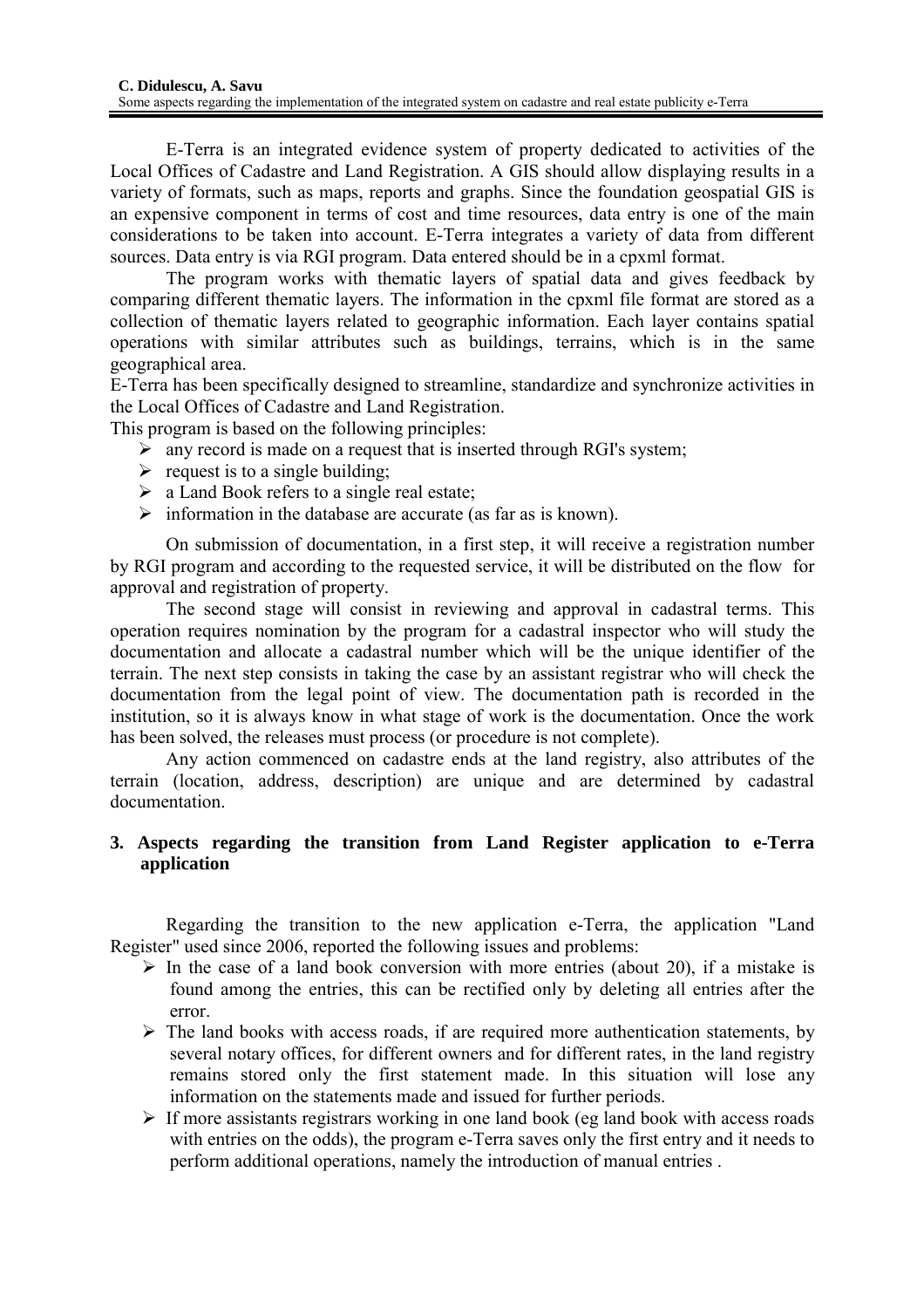E-Terra is an integrated evidence system of property dedicated to activities of the Local Offices of Cadastre and Land Registration. A GIS should allow displaying results in a variety of formats, such as maps, reports and graphs. Since the foundation geospatial GIS is an expensive component in terms of cost and time resources, data entry is one of the main considerations to be taken into account. E-Terra integrates a variety of data from different sources. Data entry is via RGI program. Data entered should be in a cpxml format.

The program works with thematic layers of spatial data and gives feedback by comparing different thematic layers. The information in the cpxml file format are stored as a collection of thematic layers related to geographic information. Each layer contains spatial operations with similar attributes such as buildings, terrains, which is in the same geographical area.

E-Terra has been specifically designed to streamline, standardize and synchronize activities in the Local Offices of Cadastre and Land Registration.

This program is based on the following principles:

- any record is made on a request that is inserted through RGI's system;
- request is to a single building;
- a Land Book refers to a single real estate;
- information in the database are accurate (as far as is known).

On submission of documentation, in a first step, it will receive a registration number by RGI program and according to the requested service, it will be distributed on the flow for approval and registration of property.

The second stage will consist in reviewing and approval in cadastral terms. This operation requires nomination by the program for a cadastral inspector who will study the documentation and allocate a cadastral number which will be the unique identifier of the terrain. The next step consists in taking the case by an assistant registrar who will check the documentation from the legal point of view. The documentation path is recorded in the institution, so it is always know in what stage of work is the documentation. Once the work has been solved, the releases must process (or procedure is not complete).

Any action commenced on cadastre ends at the land registry, also attributes of the terrain (location, address, description) are unique and are determined by cadastral documentation.

## 3. Aspects regarding the transition from Land Register application to e-Terra application

Regarding the transition to the new application e-Terra, the application "Land Register" used since 2006, reported the following issues and problems:

- In the case of a land book conversion with more entries (about 20), if a mistake is found among the entries, this can be rectified only by deleting all entries after the error.
- The land books with access roads, if are required more authentication statements, by several notary offices, for different owners and for different rates, in the land registry remains stored only the first statement made. In this situation will lose any information on the statements made and issued for further periods.
- If more assistants registrars working in one land book (eg land book with access roads with entries on the odds), the program e-Terra saves only the first entry and it needs to perform additional operations, namely the introduction of manual entries .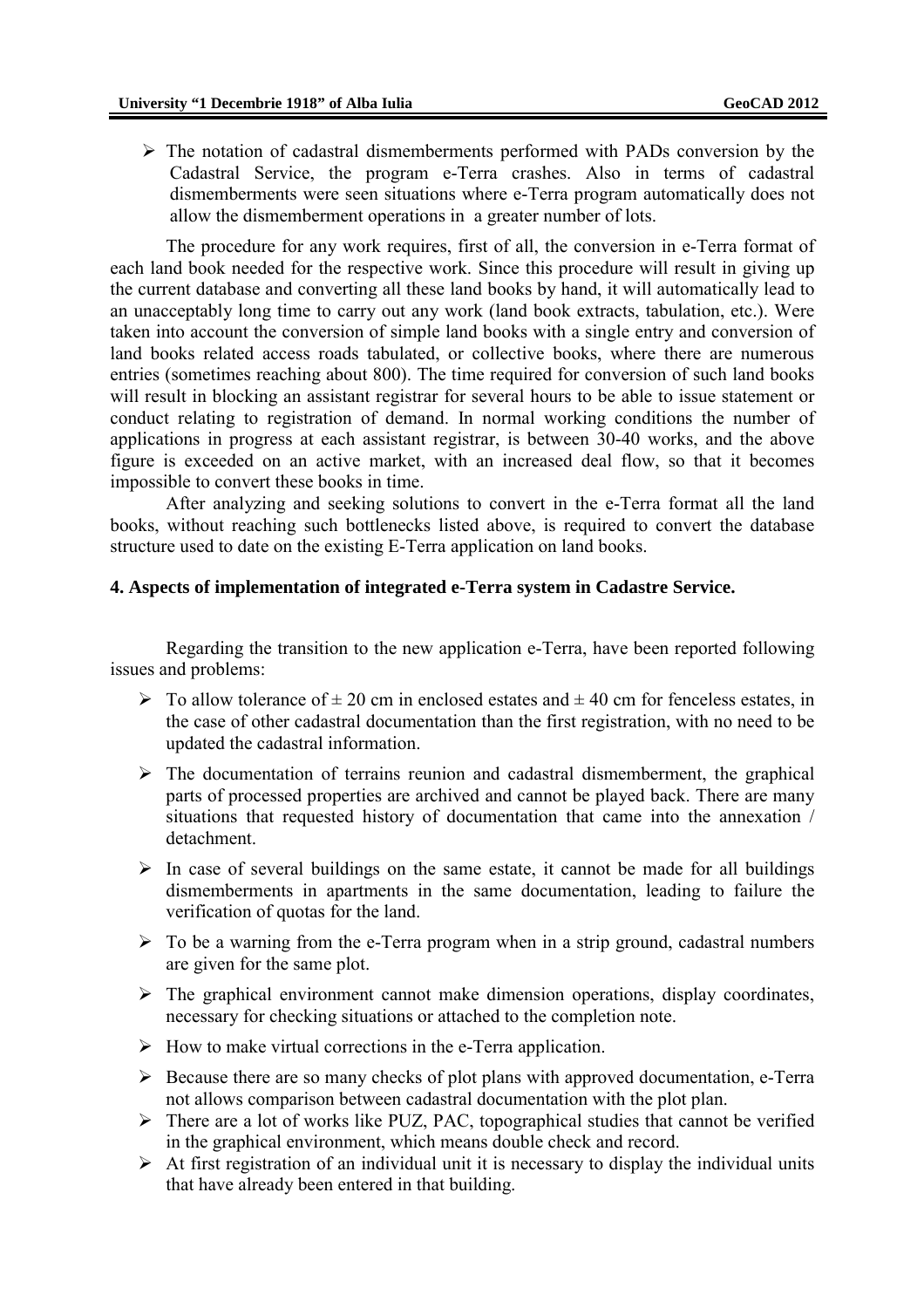- The notation of cadastral dismemberments performed with PADs conversion by the Cadastral Service, the program e-Terra crashes. Also in terms of cadastral dismemberments were seen situations where e-Terra program automatically does not allow the dismemberment operations in a greater number of lots.

The procedure for any work requires, first of all, the conversion in e-Terra format of each land book needed for the respective work. Since this procedure will result in giving up the current database and converting all these land books by hand, it will automatically lead to an unacceptably long time to carry out any work (land book extracts, tabulation, etc.). Were taken into account the conversion of simple land books with a single entry and conversion of land books related access roads tabulated, or collective books, where there are numerous entries (sometimes reaching about 800). The time required for conversion of such land books will result in blocking an assistant registrar for several hours to be able to issue statement or conduct relating to registration of demand. In normal working conditions the number of applications in progress at each assistant registrar, is between 30-40 works, and the above figure is exceeded on an active market, with an increased deal flow, so that it becomes impossible to convert these books in time.

After analyzing and seeking solutions to convert in the e-Terra format all the land books, without reaching such bottlenecks listed above, is required to convert the database structure used to date on the existing E-Terra application on land books.

## 4. Aspects of implementation of integrated e-Terra system in Cadastre Service.

Regarding the transition to the new application e-Terra, have been reported following issues and problems:

- To allow tolerance of ± 20 cm in enclosed estates and ± 40 cm for fenceless estates, in the case of other cadastral documentation than the first registration, with no need to be updated the cadastral information.
- The documentation of terrains reunion and cadastral dismemberment, the graphical parts of processed properties are archived and cannot be played back. There are many situations that requested history of documentation that came into the annexation / detachment.
- In case of several buildings on the same estate, it cannot be made for all buildings dismemberments in apartments in the same documentation, leading to failure the verification of quotas for the land.
- To be a warning from the e-Terra program when in a strip ground, cadastral numbers are given for the same plot.
- The graphical environment cannot make dimension operations, display coordinates, necessary for checking situations or attached to the completion note.
- How to make virtual corrections in the e-Terra application.
- Because there are so many checks of plot plans with approved documentation, e-Terra not allows comparison between cadastral documentation with the plot plan.
- There are a lot of works like PUZ, PAC, topographical studies that cannot be verified in the graphical environment, which means double check and record.
- At first registration of an individual unit it is necessary to display the individual units that have already been entered in that building.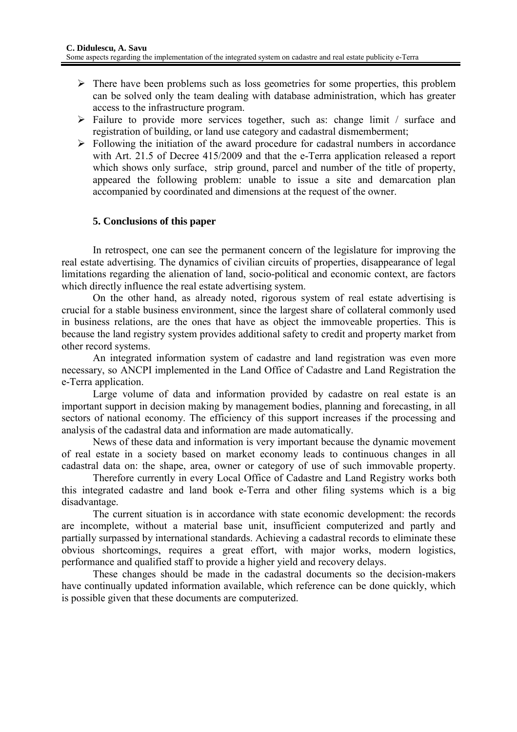- There have been problems such as loss geometries for some properties, this problem can be solved only the team dealing with database administration, which has greater access to the infrastructure program.
- Failure to provide more services together, such as: change limit / surface and registration of building, or land use category and cadastral dismemberment;
- Following the initiation of the award procedure for cadastral numbers in accordance with Art. 21.5 of Decree 415/2009 and that the e-Terra application released a report which shows only surface, strip ground, parcel and number of the title of property, appeared the following problem: unable to issue a site and demarcation plan accompanied by coordinated and dimensions at the request of the owner.

## 5. Conclusions of this paper

In retrospect, one can see the permanent concern of the legislature for improving the real estate advertising. The dynamics of civilian circuits of properties, disappearance of legal limitations regarding the alienation of land, socio-political and economic context, are factors which directly influence the real estate advertising system.

On the other hand, as already noted, rigorous system of real estate advertising is crucial for a stable business environment, since the largest share of collateral commonly used in business relations, are the ones that have as object the immoveable properties. This is because the land registry system provides additional safety to credit and property market from other record systems.

An integrated information system of cadastre and land registration was even more necessary, so ANCPI implemented in the Land Office of Cadastre and Land Registration the e-Terra application.

Large volume of data and information provided by cadastre on real estate is an important support in decision making by management bodies, planning and forecasting, in all sectors of national economy. The efficiency of this support increases if the processing and analysis of the cadastral data and information are made automatically.

News of these data and information is very important because the dynamic movement of real estate in a society based on market economy leads to continuous changes in all cadastral data on: the shape, area, owner or category of use of such immovable property.

Therefore currently in every Local Office of Cadastre and Land Registry works both this integrated cadastre and land book e-Terra and other filing systems which is a big disadvantage.

The current situation is in accordance with state economic development: the records are incomplete, without a material base unit, insufficient computerized and partly and partially surpassed by international standards. Achieving a cadastral records to eliminate these obvious shortcomings, requires a great effort, with major works, modern logistics, performance and qualified staff to provide a higher yield and recovery delays.

These changes should be made in the cadastral documents so the decision-makers have continually updated information available, which reference can be done quickly, which is possible given that these documents are computerized.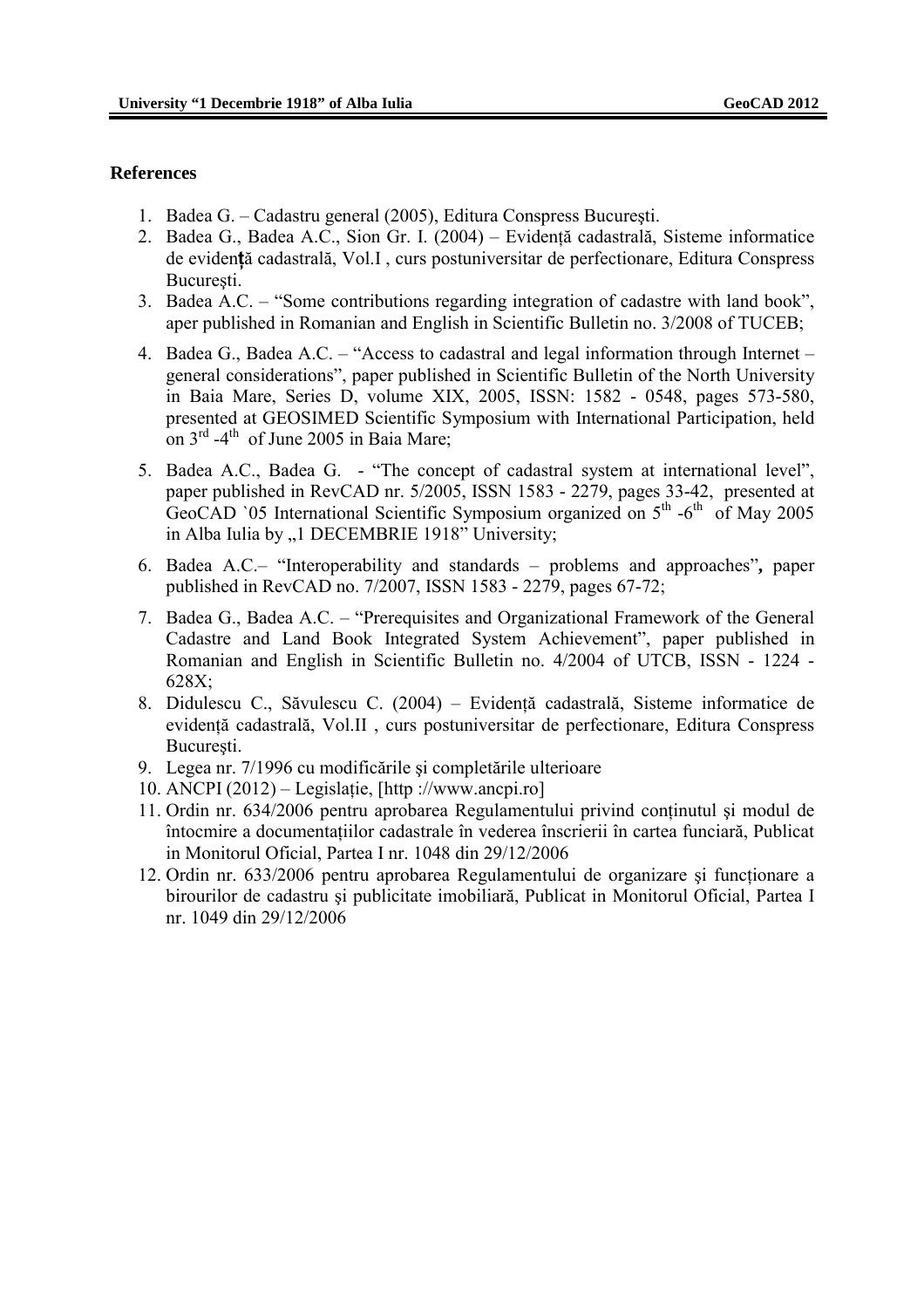## References

1. Badea G. – Cadastru general (2005), Editura Conspress Bucureşti.
2. Badea G., Badea A.C., Sion Gr. I. (2004) – Evidenţă cadastrală, Sisteme informatice de evidență cadastrală, Vol.I , curs postuniversitar de perfectionare, Editura Conspress Bucureşti.
3. Badea A.C. – "Some contributions regarding integration of cadastre with land book", aper published in Romanian and English in Scientific Bulletin no. 3/2008 of TUCEB;
4. Badea G., Badea A.C. – "Access to cadastral and legal information through Internet – general considerations", paper published in Scientific Bulletin of the North University in Baia Mare, Series D, volume XIX, 2005, ISSN: 1582 - 0548, pages 573-580, presented at GEOSIMED Scientific Symposium with International Participation, held on 3rd -4th of June 2005 in Baia Mare;
5. Badea A.C., Badea G. - "The concept of cadastral system at international level", paper published in RevCAD nr. 5/2005, ISSN 1583 - 2279, pages 33-42, presented at GeoCAD `05 International Scientific Symposium organized on 5th -6th of May 2005 in Alba Iulia by „1 DECEMBRIE 1918" University;
6. Badea A.C.– "Interoperability and standards – problems and approaches"**,** paper published in RevCAD no. 7/2007, ISSN 1583 - 2279, pages 67-72;
7. Badea G., Badea A.C. – "Prerequisites and Organizational Framework of the General Cadastre and Land Book Integrated System Achievement", paper published in Romanian and English in Scientific Bulletin no. 4/2004 of UTCB, ISSN - 1224 - 628X;
8. Didulescu C., Săvulescu C. (2004) – Evidenţă cadastrală, Sisteme informatice de evidenţă cadastrală, Vol.II , curs postuniversitar de perfectionare, Editura Conspress Bucureşti.
9. Legea nr. 7/1996 cu modificările şi completările ulterioare
10. ANCPI (2012) – Legislație, [http ://www.ancpi.ro]
11. Ordin nr. 634/2006 pentru aprobarea Regulamentului privind conținutul şi modul de întocmire a documentațiilor cadastrale în vederea înscrierii în cartea funciară, Publicat in Monitorul Oficial, Partea I nr. 1048 din 29/12/2006
12. Ordin nr. 633/2006 pentru aprobarea Regulamentului de organizare şi funcționare a birourilor de cadastru şi publicitate imobiliară, Publicat in Monitorul Oficial, Partea I nr. 1049 din 29/12/2006